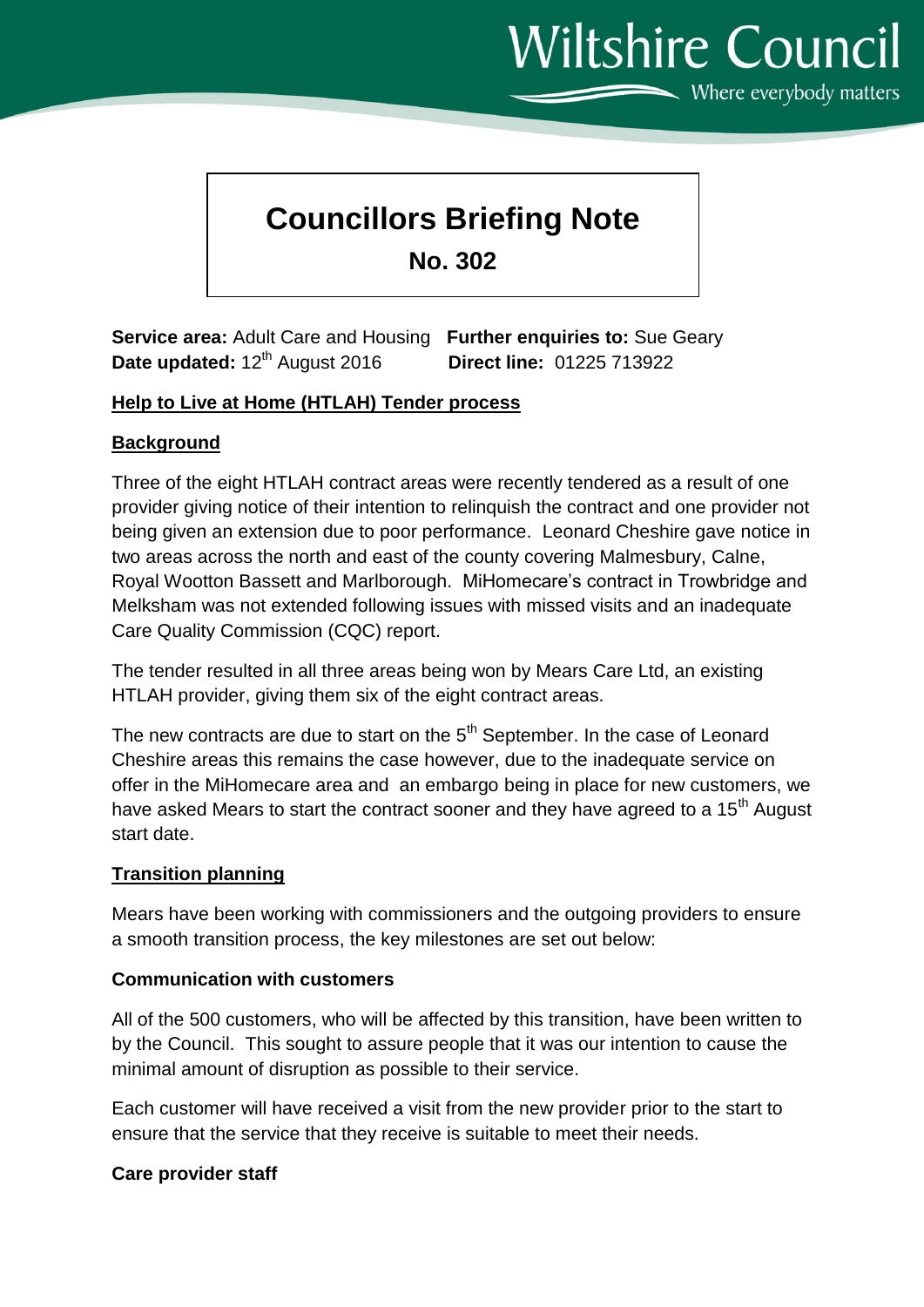Wiltshire Council

Where everybody matters

# Councillors Briefing Note

## No. 302

**Service area:** Adult Care and Housing **Further enquiries to:** Sue Geary
**Date updated:** 12th August 2016 **Direct line:** 01225 713922

**Help to Live at Home (HTLAH) Tender process**

**Background**

Three of the eight HTLAH contract areas were recently tendered as a result of one provider giving notice of their intention to relinquish the contract and one provider not being given an extension due to poor performance. Leonard Cheshire gave notice in two areas across the north and east of the county covering Malmesbury, Calne, Royal Wootton Bassett and Marlborough. MiHomecare's contract in Trowbridge and Melksham was not extended following issues with missed visits and an inadequate Care Quality Commission (CQC) report.

The tender resulted in all three areas being won by Mears Care Ltd, an existing HTLAH provider, giving them six of the eight contract areas.

The new contracts are due to start on the 5th September. In the case of Leonard Cheshire areas this remains the case however, due to the inadequate service on offer in the MiHomecare area and an embargo being in place for new customers, we have asked Mears to start the contract sooner and they have agreed to a 15th August start date.

**Transition planning**

Mears have been working with commissioners and the outgoing providers to ensure a smooth transition process, the key milestones are set out below:

**Communication with customers**

All of the 500 customers, who will be affected by this transition, have been written to by the Council. This sought to assure people that it was our intention to cause the minimal amount of disruption as possible to their service.

Each customer will have received a visit from the new provider prior to the start to ensure that the service that they receive is suitable to meet their needs.

**Care provider staff**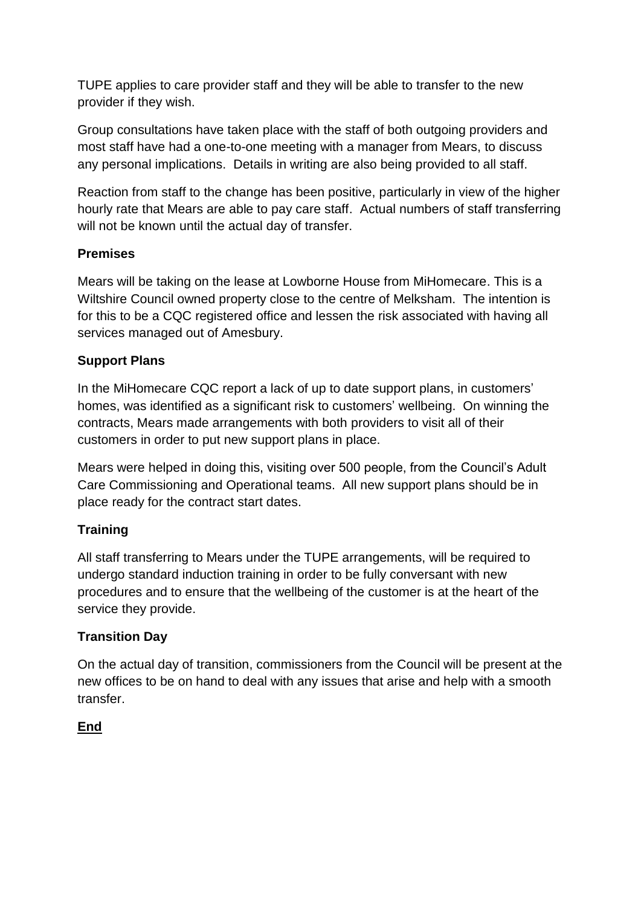TUPE applies to care provider staff and they will be able to transfer to the new provider if they wish.

Group consultations have taken place with the staff of both outgoing providers and most staff have had a one-to-one meeting with a manager from Mears, to discuss any personal implications.  Details in writing are also being provided to all staff.

Reaction from staff to the change has been positive, particularly in view of the higher hourly rate that Mears are able to pay care staff.  Actual numbers of staff transferring will not be known until the actual day of transfer.

**Premises**

Mears will be taking on the lease at Lowborne House from MiHomecare. This is a Wiltshire Council owned property close to the centre of Melksham.  The intention is for this to be a CQC registered office and lessen the risk associated with having all services managed out of Amesbury.

**Support Plans**

In the MiHomecare CQC report a lack of up to date support plans, in customers' homes, was identified as a significant risk to customers' wellbeing.  On winning the contracts, Mears made arrangements with both providers to visit all of their customers in order to put new support plans in place.

Mears were helped in doing this, visiting over 500 people, from the Council's Adult Care Commissioning and Operational teams.  All new support plans should be in place ready for the contract start dates.

**Training**

All staff transferring to Mears under the TUPE arrangements, will be required to undergo standard induction training in order to be fully conversant with new procedures and to ensure that the wellbeing of the customer is at the heart of the service they provide.

**Transition Day**

On the actual day of transition, commissioners from the Council will be present at the new offices to be on hand to deal with any issues that arise and help with a smooth transfer.

**End**